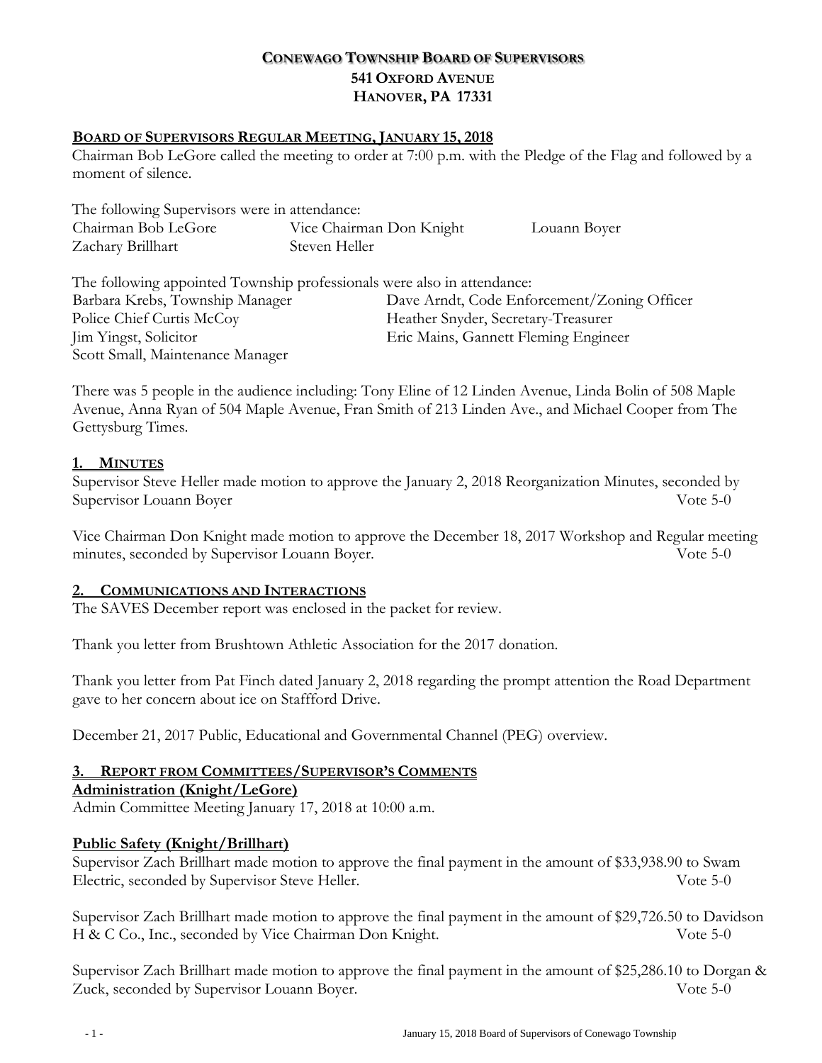# CONEWAGO TOWNSHIP BOARD OF SUPERVISORS
## 541 OXFORD AVENUE
## HANOVER, PA 17331

**BOARD OF SUPERVISORS REGULAR MEETING, JANUARY 15, 2018**

Chairman Bob LeGore called the meeting to order at 7:00 p.m. with the Pledge of the Flag and followed by a moment of silence.

The following Supervisors were in attendance:

| | | |
|---|---|---|
| Chairman Bob LeGore | Vice Chairman Don Knight | Louann Boyer |
| Zachary Brillhart | Steven Heller | |

The following appointed Township professionals were also in attendance:

| | |
|---|---|
| Barbara Krebs, Township Manager | Dave Arndt, Code Enforcement/Zoning Officer |
| Police Chief Curtis McCoy | Heather Snyder, Secretary-Treasurer |
| Jim Yingst, Solicitor | Eric Mains, Gannett Fleming Engineer |
| Scott Small, Maintenance Manager | |

There was 5 people in the audience including: Tony Eline of 12 Linden Avenue, Linda Bolin of 508 Maple Avenue, Anna Ryan of 504 Maple Avenue, Fran Smith of 213 Linden Ave., and Michael Cooper from The Gettysburg Times.

**1. MINUTES**

Supervisor Steve Heller made motion to approve the January 2, 2018 Reorganization Minutes, seconded by Supervisor Louann Boyer Vote 5-0

Vice Chairman Don Knight made motion to approve the December 18, 2017 Workshop and Regular meeting minutes, seconded by Supervisor Louann Boyer. Vote 5-0

**2. COMMUNICATIONS AND INTERACTIONS**

The SAVES December report was enclosed in the packet for review.

Thank you letter from Brushtown Athletic Association for the 2017 donation.

Thank you letter from Pat Finch dated January 2, 2018 regarding the prompt attention the Road Department gave to her concern about ice on Staffford Drive.

December 21, 2017 Public, Educational and Governmental Channel (PEG) overview.

**3. REPORT FROM COMMITTEES/SUPERVISOR'S COMMENTS**

**Administration (Knight/LeGore)**

Admin Committee Meeting January 17, 2018 at 10:00 a.m.

**Public Safety (Knight/Brillhart)**

Supervisor Zach Brillhart made motion to approve the final payment in the amount of $33,938.90 to Swam Electric, seconded by Supervisor Steve Heller. Vote 5-0

Supervisor Zach Brillhart made motion to approve the final payment in the amount of $29,726.50 to Davidson H & C Co., Inc., seconded by Vice Chairman Don Knight. Vote 5-0

Supervisor Zach Brillhart made motion to approve the final payment in the amount of $25,286.10 to Dorgan & Zuck, seconded by Supervisor Louann Boyer. Vote 5-0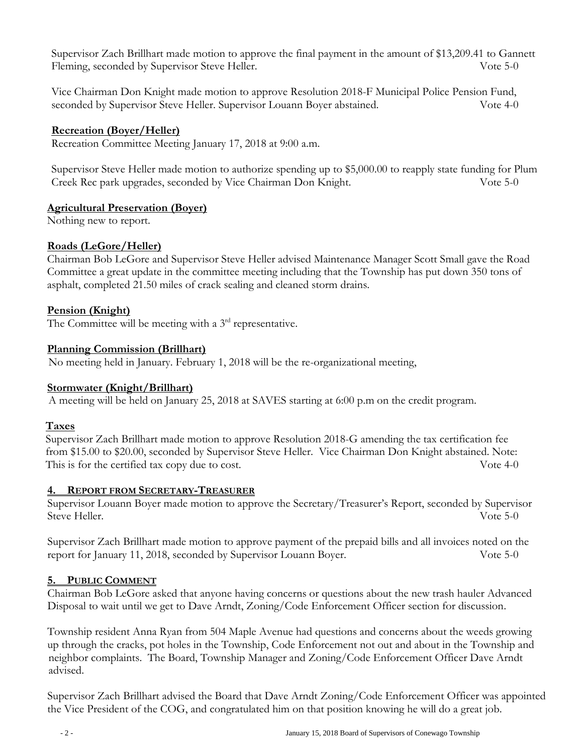Supervisor Zach Brillhart made motion to approve the final payment in the amount of $13,209.41 to Gannett Fleming, seconded by Supervisor Steve Heller. Vote 5-0

Vice Chairman Don Knight made motion to approve Resolution 2018-F Municipal Police Pension Fund, seconded by Supervisor Steve Heller. Supervisor Louann Boyer abstained. Vote 4-0

**Recreation (Boyer/Heller)**

Recreation Committee Meeting January 17, 2018 at 9:00 a.m.

Supervisor Steve Heller made motion to authorize spending up to $5,000.00 to reapply state funding for Plum Creek Rec park upgrades, seconded by Vice Chairman Don Knight. Vote 5-0

**Agricultural Preservation (Boyer)**

Nothing new to report.

**Roads (LeGore/Heller)**

Chairman Bob LeGore and Supervisor Steve Heller advised Maintenance Manager Scott Small gave the Road Committee a great update in the committee meeting including that the Township has put down 350 tons of asphalt, completed 21.50 miles of crack sealing and cleaned storm drains.

**Pension (Knight)**

The Committee will be meeting with a 3rd representative.

**Planning Commission (Brillhart)**

No meeting held in January. February 1, 2018 will be the re-organizational meeting,

**Stormwater (Knight/Brillhart)**

A meeting will be held on January 25, 2018 at SAVES starting at 6:00 p.m on the credit program.

**Taxes**

Supervisor Zach Brillhart made motion to approve Resolution 2018-G amending the tax certification fee from $15.00 to $20.00, seconded by Supervisor Steve Heller. Vice Chairman Don Knight abstained. Note: This is for the certified tax copy due to cost. Vote 4-0

## 4. REPORT FROM SECRETARY-TREASURER

Supervisor Louann Boyer made motion to approve the Secretary/Treasurer's Report, seconded by Supervisor Steve Heller. Vote 5-0

Supervisor Zach Brillhart made motion to approve payment of the prepaid bills and all invoices noted on the report for January 11, 2018, seconded by Supervisor Louann Boyer. Vote 5-0

## 5. PUBLIC COMMENT

Chairman Bob LeGore asked that anyone having concerns or questions about the new trash hauler Advanced Disposal to wait until we get to Dave Arndt, Zoning/Code Enforcement Officer section for discussion.

Township resident Anna Ryan from 504 Maple Avenue had questions and concerns about the weeds growing up through the cracks, pot holes in the Township, Code Enforcement not out and about in the Township and neighbor complaints. The Board, Township Manager and Zoning/Code Enforcement Officer Dave Arndt advised.

Supervisor Zach Brillhart advised the Board that Dave Arndt Zoning/Code Enforcement Officer was appointed the Vice President of the COG, and congratulated him on that position knowing he will do a great job.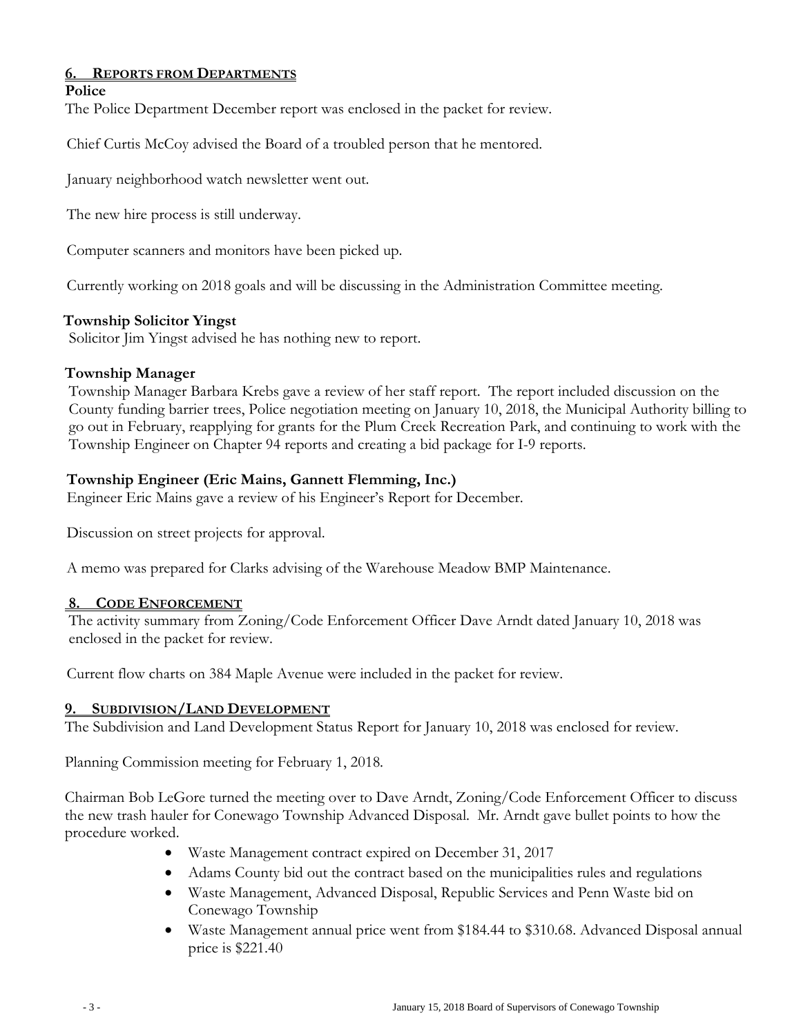## 6. REPORTS FROM DEPARTMENTS

**Police**

The Police Department December report was enclosed in the packet for review.

Chief Curtis McCoy advised the Board of a troubled person that he mentored.

January neighborhood watch newsletter went out.

The new hire process is still underway.

Computer scanners and monitors have been picked up.

Currently working on 2018 goals and will be discussing in the Administration Committee meeting.

**Township Solicitor Yingst**

Solicitor Jim Yingst advised he has nothing new to report.

**Township Manager**

Township Manager Barbara Krebs gave a review of her staff report. The report included discussion on the County funding barrier trees, Police negotiation meeting on January 10, 2018, the Municipal Authority billing to go out in February, reapplying for grants for the Plum Creek Recreation Park, and continuing to work with the Township Engineer on Chapter 94 reports and creating a bid package for I-9 reports.

**Township Engineer (Eric Mains, Gannett Flemming, Inc.)**

Engineer Eric Mains gave a review of his Engineer's Report for December.

Discussion on street projects for approval.

A memo was prepared for Clarks advising of the Warehouse Meadow BMP Maintenance.

## 8. CODE ENFORCEMENT

The activity summary from Zoning/Code Enforcement Officer Dave Arndt dated January 10, 2018 was enclosed in the packet for review.

Current flow charts on 384 Maple Avenue were included in the packet for review.

## 9. SUBDIVISION/LAND DEVELOPMENT

The Subdivision and Land Development Status Report for January 10, 2018 was enclosed for review.

Planning Commission meeting for February 1, 2018.

Chairman Bob LeGore turned the meeting over to Dave Arndt, Zoning/Code Enforcement Officer to discuss the new trash hauler for Conewago Township Advanced Disposal. Mr. Arndt gave bullet points to how the procedure worked.

- Waste Management contract expired on December 31, 2017
- Adams County bid out the contract based on the municipalities rules and regulations
- Waste Management, Advanced Disposal, Republic Services and Penn Waste bid on Conewago Township
- Waste Management annual price went from $184.44 to $310.68. Advanced Disposal annual price is $221.40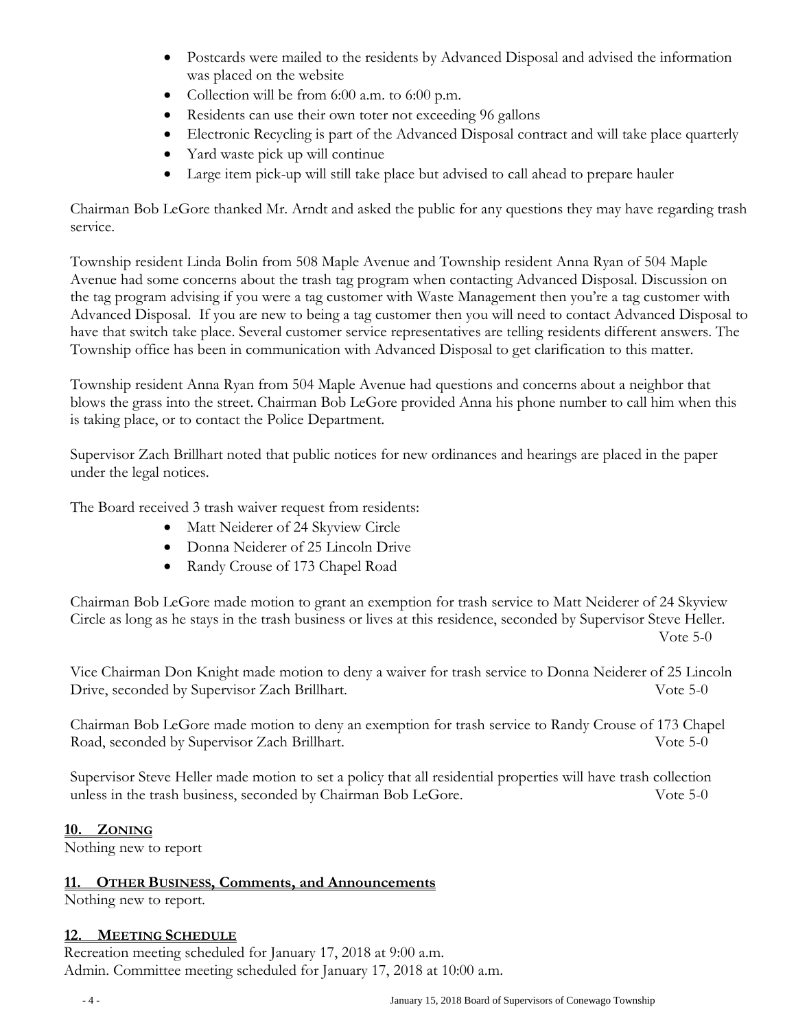- Postcards were mailed to the residents by Advanced Disposal and advised the information was placed on the website
- Collection will be from 6:00 a.m. to 6:00 p.m.
- Residents can use their own toter not exceeding 96 gallons
- Electronic Recycling is part of the Advanced Disposal contract and will take place quarterly
- Yard waste pick up will continue
- Large item pick-up will still take place but advised to call ahead to prepare hauler

Chairman Bob LeGore thanked Mr. Arndt and asked the public for any questions they may have regarding trash service.

Township resident Linda Bolin from 508 Maple Avenue and Township resident Anna Ryan of 504 Maple Avenue had some concerns about the trash tag program when contacting Advanced Disposal. Discussion on the tag program advising if you were a tag customer with Waste Management then you're a tag customer with Advanced Disposal. If you are new to being a tag customer then you will need to contact Advanced Disposal to have that switch take place. Several customer service representatives are telling residents different answers. The Township office has been in communication with Advanced Disposal to get clarification to this matter.

Township resident Anna Ryan from 504 Maple Avenue had questions and concerns about a neighbor that blows the grass into the street. Chairman Bob LeGore provided Anna his phone number to call him when this is taking place, or to contact the Police Department.

Supervisor Zach Brillhart noted that public notices for new ordinances and hearings are placed in the paper under the legal notices.

The Board received 3 trash waiver request from residents:

- Matt Neiderer of 24 Skyview Circle
- Donna Neiderer of 25 Lincoln Drive
- Randy Crouse of 173 Chapel Road

Chairman Bob LeGore made motion to grant an exemption for trash service to Matt Neiderer of 24 Skyview Circle as long as he stays in the trash business or lives at this residence, seconded by Supervisor Steve Heller. Vote 5-0

Vice Chairman Don Knight made motion to deny a waiver for trash service to Donna Neiderer of 25 Lincoln Drive, seconded by Supervisor Zach Brillhart. Vote 5-0

Chairman Bob LeGore made motion to deny an exemption for trash service to Randy Crouse of 173 Chapel Road, seconded by Supervisor Zach Brillhart. Vote 5-0

Supervisor Steve Heller made motion to set a policy that all residential properties will have trash collection unless in the trash business, seconded by Chairman Bob LeGore. Vote 5-0

## 10. ZONING

Nothing new to report

## 11. OTHER BUSINESS, Comments, and Announcements

Nothing new to report.

## 12. MEETING SCHEDULE

Recreation meeting scheduled for January 17, 2018 at 9:00 a.m.
Admin. Committee meeting scheduled for January 17, 2018 at 10:00 a.m.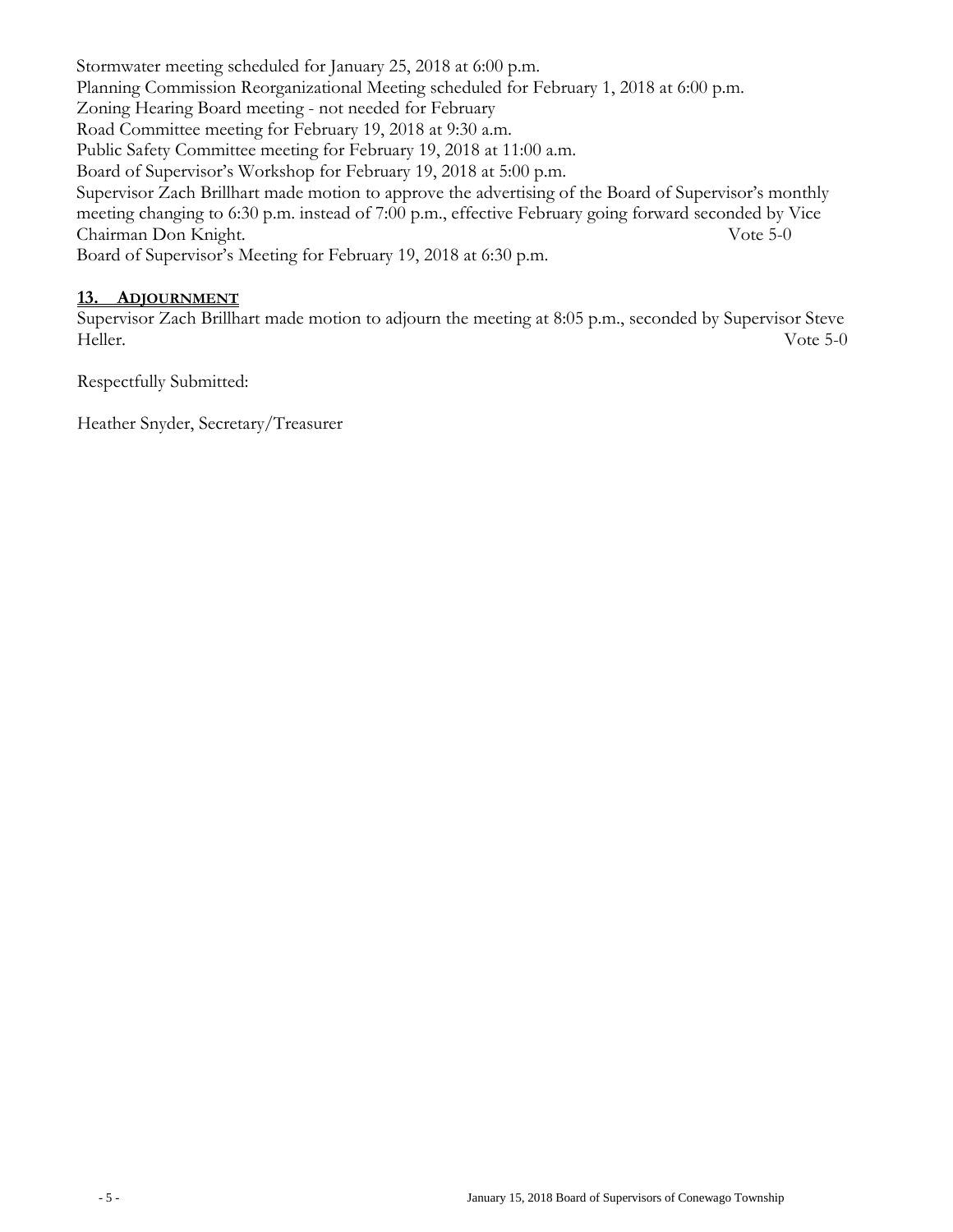Stormwater meeting scheduled for January 25, 2018 at 6:00 p.m.
Planning Commission Reorganizational Meeting scheduled for February 1, 2018 at 6:00 p.m.
Zoning Hearing Board meeting - not needed for February
Road Committee meeting for February 19, 2018 at 9:30 a.m.
Public Safety Committee meeting for February 19, 2018 at 11:00 a.m.
Board of Supervisor's Workshop for February 19, 2018 at 5:00 p.m.
Supervisor Zach Brillhart made motion to approve the advertising of the Board of Supervisor's monthly meeting changing to 6:30 p.m. instead of 7:00 p.m., effective February going forward seconded by Vice Chairman Don Knight. Vote 5-0
Board of Supervisor's Meeting for February 19, 2018 at 6:30 p.m.

## 13. ADJOURNMENT

Supervisor Zach Brillhart made motion to adjourn the meeting at 8:05 p.m., seconded by Supervisor Steve Heller. Vote 5-0

Respectfully Submitted:

Heather Snyder, Secretary/Treasurer